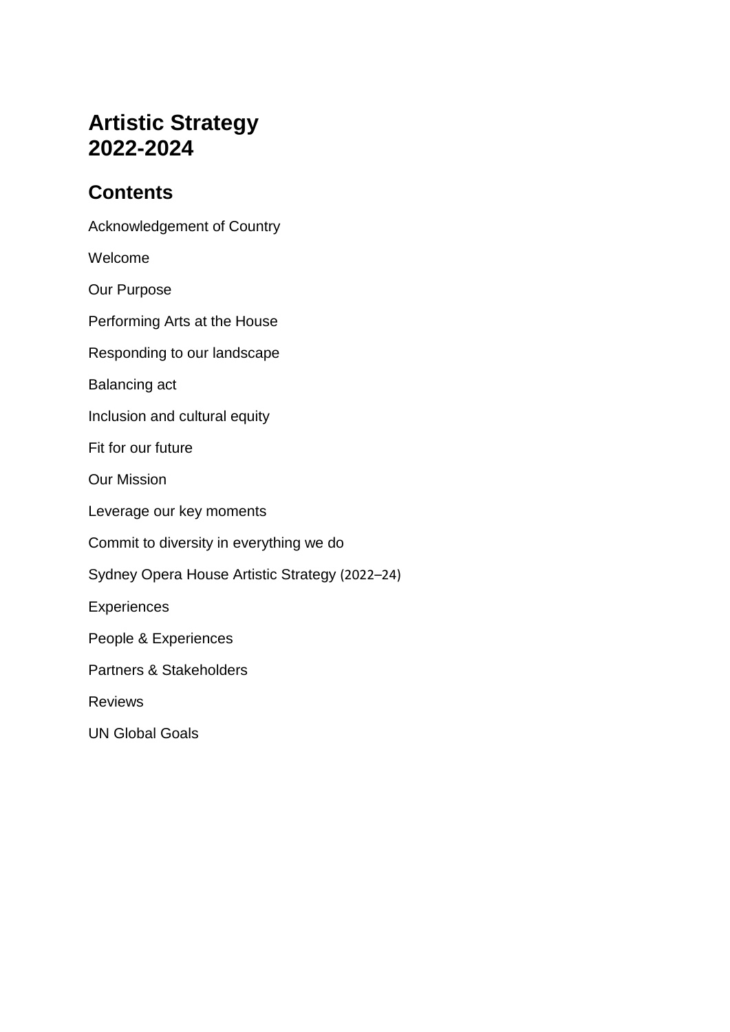# Artistic Strategy 2022-2024

## Contents

Acknowledgement of Country

Welcome

Our Purpose

Performing Arts at the House

Responding to our landscape

Balancing act

Inclusion and cultural equity

Fit for our future

Our Mission

Leverage our key moments

Commit to diversity in everything we do

Sydney Opera House Artistic Strategy (2022–24)

Experiences

People & Experiences

Partners & Stakeholders

Reviews

UN Global Goals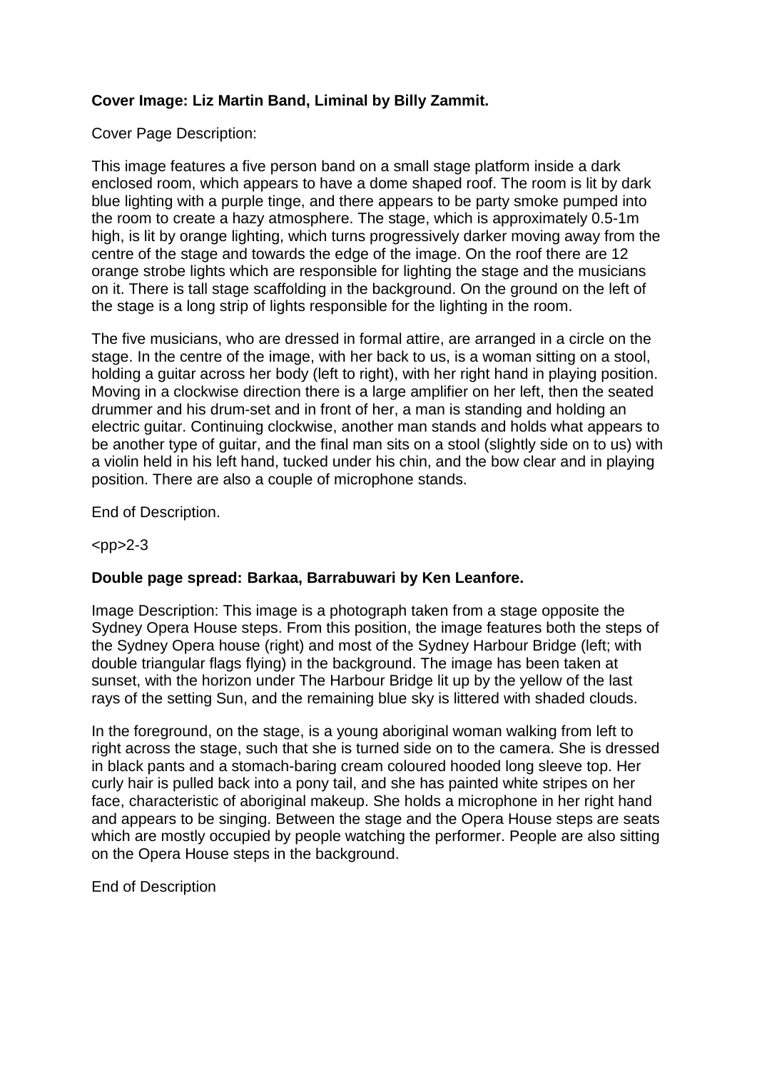**Cover Image: Liz Martin Band, Liminal by Billy Zammit.**

Cover Page Description:

This image features a five person band on a small stage platform inside a dark enclosed room, which appears to have a dome shaped roof. The room is lit by dark blue lighting with a purple tinge, and there appears to be party smoke pumped into the room to create a hazy atmosphere. The stage, which is approximately 0.5-1m high, is lit by orange lighting, which turns progressively darker moving away from the centre of the stage and towards the edge of the image. On the roof there are 12 orange strobe lights which are responsible for lighting the stage and the musicians on it. There is tall stage scaffolding in the background. On the ground on the left of the stage is a long strip of lights responsible for the lighting in the room.

The five musicians, who are dressed in formal attire, are arranged in a circle on the stage. In the centre of the image, with her back to us, is a woman sitting on a stool, holding a guitar across her body (left to right), with her right hand in playing position. Moving in a clockwise direction there is a large amplifier on her left, then the seated drummer and his drum-set and in front of her, a man is standing and holding an electric guitar. Continuing clockwise, another man stands and holds what appears to be another type of guitar, and the final man sits on a stool (slightly side on to us) with a violin held in his left hand, tucked under his chin, and the bow clear and in playing position. There are also a couple of microphone stands.

End of Description.

<pp>2-3

**Double page spread: Barkaa, Barrabuwari by Ken Leanfore.**

Image Description: This image is a photograph taken from a stage opposite the Sydney Opera House steps. From this position, the image features both the steps of the Sydney Opera house (right) and most of the Sydney Harbour Bridge (left; with double triangular flags flying) in the background. The image has been taken at sunset, with the horizon under The Harbour Bridge lit up by the yellow of the last rays of the setting Sun, and the remaining blue sky is littered with shaded clouds.

In the foreground, on the stage, is a young aboriginal woman walking from left to right across the stage, such that she is turned side on to the camera. She is dressed in black pants and a stomach-baring cream coloured hooded long sleeve top. Her curly hair is pulled back into a pony tail, and she has painted white stripes on her face, characteristic of aboriginal makeup. She holds a microphone in her right hand and appears to be singing. Between the stage and the Opera House steps are seats which are mostly occupied by people watching the performer. People are also sitting on the Opera House steps in the background.

End of Description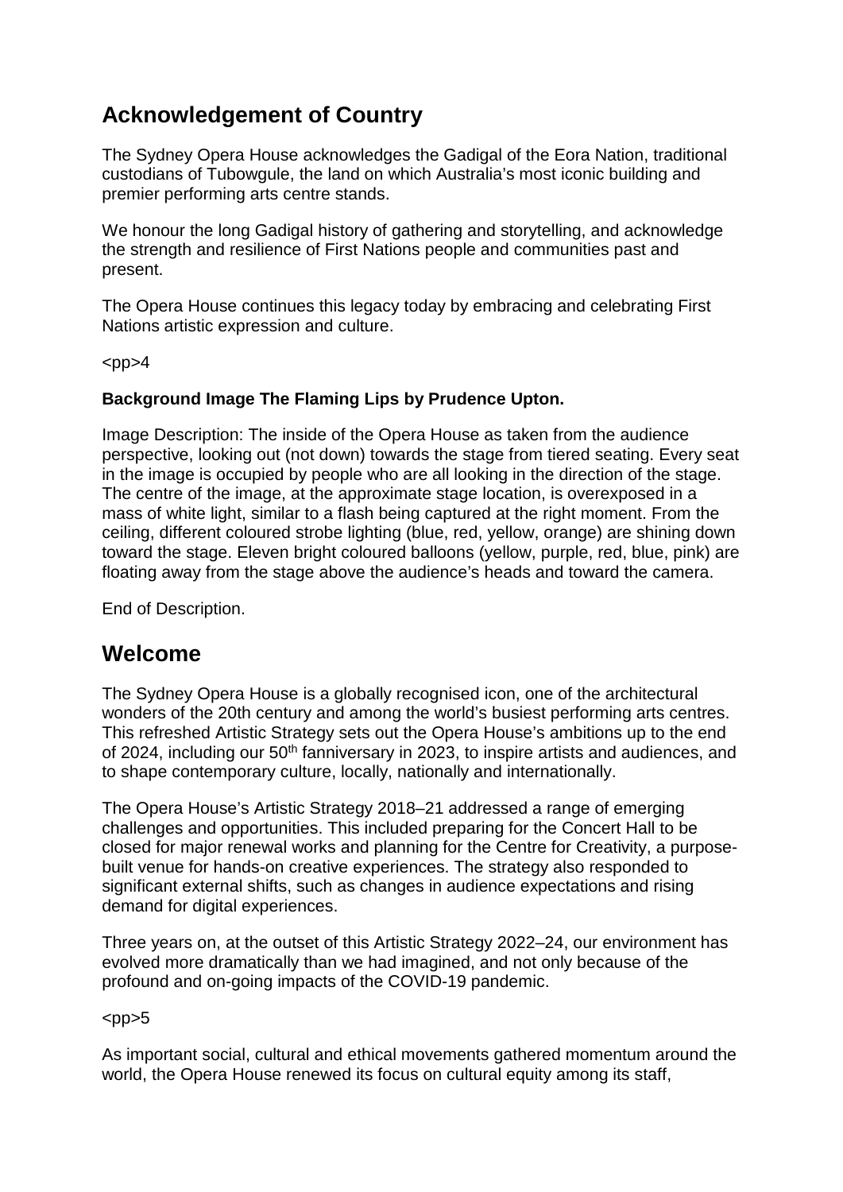## Acknowledgement of Country

The Sydney Opera House acknowledges the Gadigal of the Eora Nation, traditional custodians of Tubowgule, the land on which Australia's most iconic building and premier performing arts centre stands.

We honour the long Gadigal history of gathering and storytelling, and acknowledge the strength and resilience of First Nations people and communities past and present.

The Opera House continues this legacy today by embracing and celebrating First Nations artistic expression and culture.

<pp>4

**Background Image The Flaming Lips by Prudence Upton.**

Image Description: The inside of the Opera House as taken from the audience perspective, looking out (not down) towards the stage from tiered seating. Every seat in the image is occupied by people who are all looking in the direction of the stage. The centre of the image, at the approximate stage location, is overexposed in a mass of white light, similar to a flash being captured at the right moment. From the ceiling, different coloured strobe lighting (blue, red, yellow, orange) are shining down toward the stage. Eleven bright coloured balloons (yellow, purple, red, blue, pink) are floating away from the stage above the audience's heads and toward the camera.

End of Description.

## Welcome

The Sydney Opera House is a globally recognised icon, one of the architectural wonders of the 20th century and among the world's busiest performing arts centres. This refreshed Artistic Strategy sets out the Opera House's ambitions up to the end of 2024, including our 50th fanniversary in 2023, to inspire artists and audiences, and to shape contemporary culture, locally, nationally and internationally.

The Opera House's Artistic Strategy 2018–21 addressed a range of emerging challenges and opportunities. This included preparing for the Concert Hall to be closed for major renewal works and planning for the Centre for Creativity, a purpose-built venue for hands-on creative experiences. The strategy also responded to significant external shifts, such as changes in audience expectations and rising demand for digital experiences.

Three years on, at the outset of this Artistic Strategy 2022–24, our environment has evolved more dramatically than we had imagined, and not only because of the profound and on-going impacts of the COVID-19 pandemic.

<pp>5

As important social, cultural and ethical movements gathered momentum around the world, the Opera House renewed its focus on cultural equity among its staff,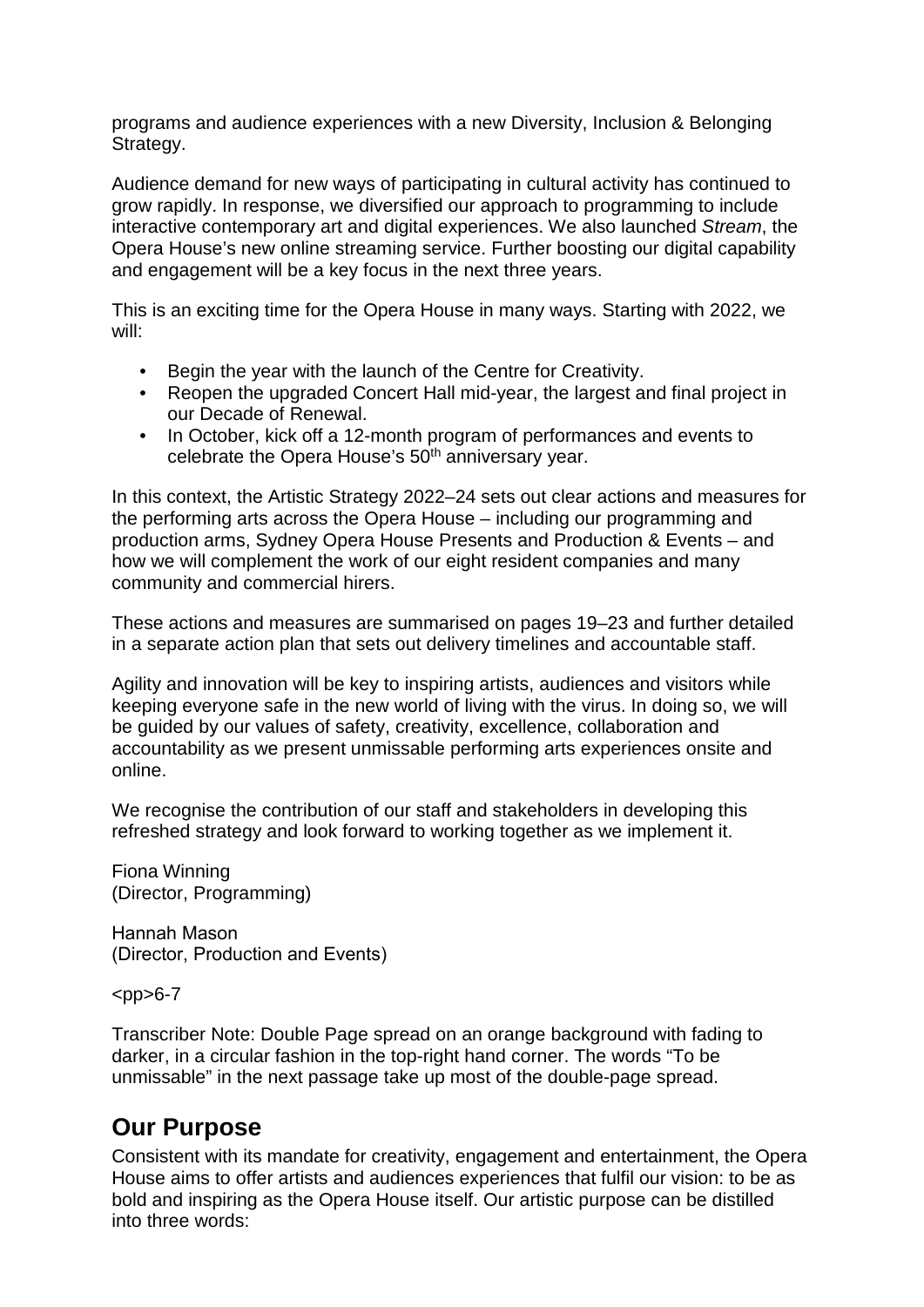programs and audience experiences with a new Diversity, Inclusion & Belonging Strategy.

Audience demand for new ways of participating in cultural activity has continued to grow rapidly. In response, we diversified our approach to programming to include interactive contemporary art and digital experiences. We also launched *Stream*, the Opera House's new online streaming service. Further boosting our digital capability and engagement will be a key focus in the next three years.

This is an exciting time for the Opera House in many ways. Starting with 2022, we will:

- Begin the year with the launch of the Centre for Creativity.
- Reopen the upgraded Concert Hall mid-year, the largest and final project in our Decade of Renewal.
- In October, kick off a 12-month program of performances and events to celebrate the Opera House's 50th anniversary year.

In this context, the Artistic Strategy 2022–24 sets out clear actions and measures for the performing arts across the Opera House – including our programming and production arms, Sydney Opera House Presents and Production & Events – and how we will complement the work of our eight resident companies and many community and commercial hirers.

These actions and measures are summarised on pages 19–23 and further detailed in a separate action plan that sets out delivery timelines and accountable staff.

Agility and innovation will be key to inspiring artists, audiences and visitors while keeping everyone safe in the new world of living with the virus. In doing so, we will be guided by our values of safety, creativity, excellence, collaboration and accountability as we present unmissable performing arts experiences onsite and online.

We recognise the contribution of our staff and stakeholders in developing this refreshed strategy and look forward to working together as we implement it.

Fiona Winning
(Director, Programming)

Hannah Mason
(Director, Production and Events)

<pp>6-7

Transcriber Note: Double Page spread on an orange background with fading to darker, in a circular fashion in the top-right hand corner. The words "To be unmissable" in the next passage take up most of the double-page spread.

## Our Purpose

Consistent with its mandate for creativity, engagement and entertainment, the Opera House aims to offer artists and audiences experiences that fulfil our vision: to be as bold and inspiring as the Opera House itself. Our artistic purpose can be distilled into three words: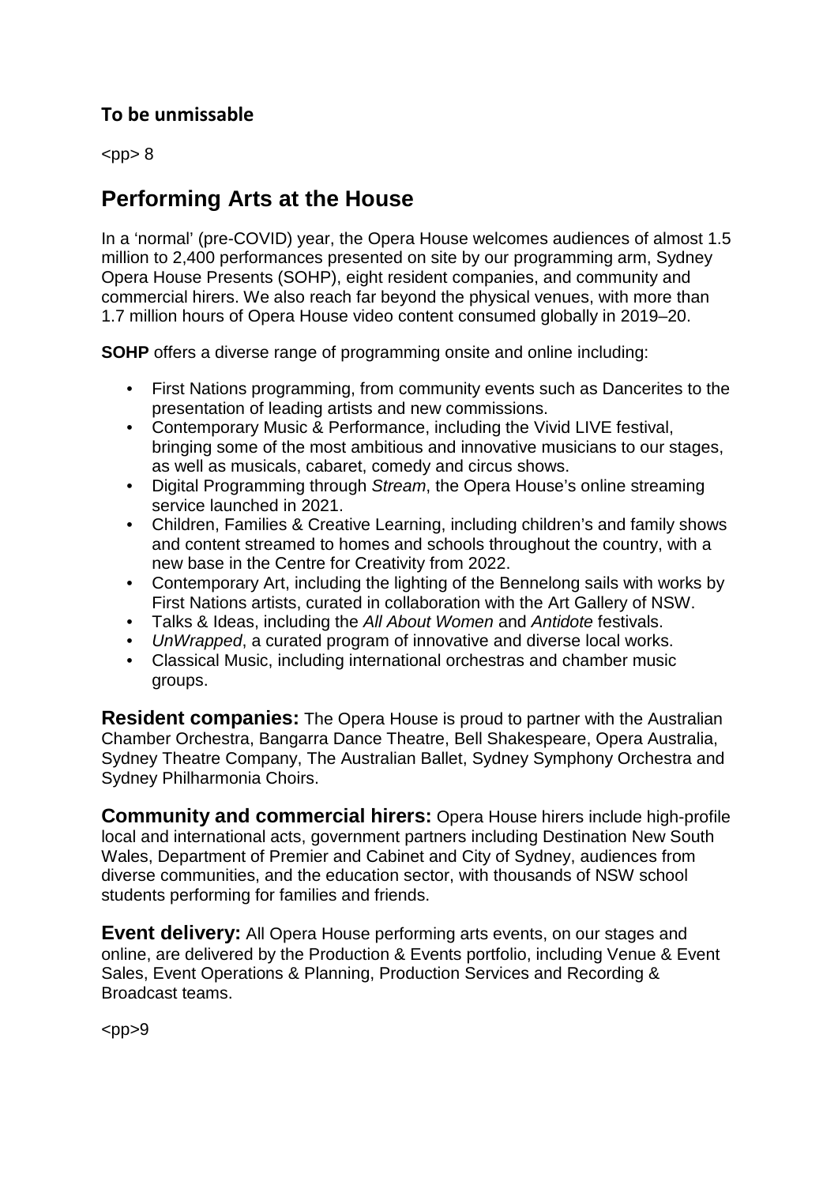## To be unmissable

<pp> 8

# Performing Arts at the House

In a 'normal' (pre-COVID) year, the Opera House welcomes audiences of almost 1.5 million to 2,400 performances presented on site by our programming arm, Sydney Opera House Presents (SOHP), eight resident companies, and community and commercial hirers. We also reach far beyond the physical venues, with more than 1.7 million hours of Opera House video content consumed globally in 2019–20.

**SOHP** offers a diverse range of programming onsite and online including:

- First Nations programming, from community events such as Dancerites to the presentation of leading artists and new commissions.
- Contemporary Music & Performance, including the Vivid LIVE festival, bringing some of the most ambitious and innovative musicians to our stages, as well as musicals, cabaret, comedy and circus shows.
- Digital Programming through *Stream*, the Opera House's online streaming service launched in 2021.
- Children, Families & Creative Learning, including children's and family shows and content streamed to homes and schools throughout the country, with a new base in the Centre for Creativity from 2022.
- Contemporary Art, including the lighting of the Bennelong sails with works by First Nations artists, curated in collaboration with the Art Gallery of NSW.
- Talks & Ideas, including the *All About Women* and *Antidote* festivals.
- *UnWrapped*, a curated program of innovative and diverse local works.
- Classical Music, including international orchestras and chamber music groups.

**Resident companies:** The Opera House is proud to partner with the Australian Chamber Orchestra, Bangarra Dance Theatre, Bell Shakespeare, Opera Australia, Sydney Theatre Company, The Australian Ballet, Sydney Symphony Orchestra and Sydney Philharmonia Choirs.

**Community and commercial hirers:** Opera House hirers include high-profile local and international acts, government partners including Destination New South Wales, Department of Premier and Cabinet and City of Sydney, audiences from diverse communities, and the education sector, with thousands of NSW school students performing for families and friends.

**Event delivery:** All Opera House performing arts events, on our stages and online, are delivered by the Production & Events portfolio, including Venue & Event Sales, Event Operations & Planning, Production Services and Recording & Broadcast teams.

<pp>9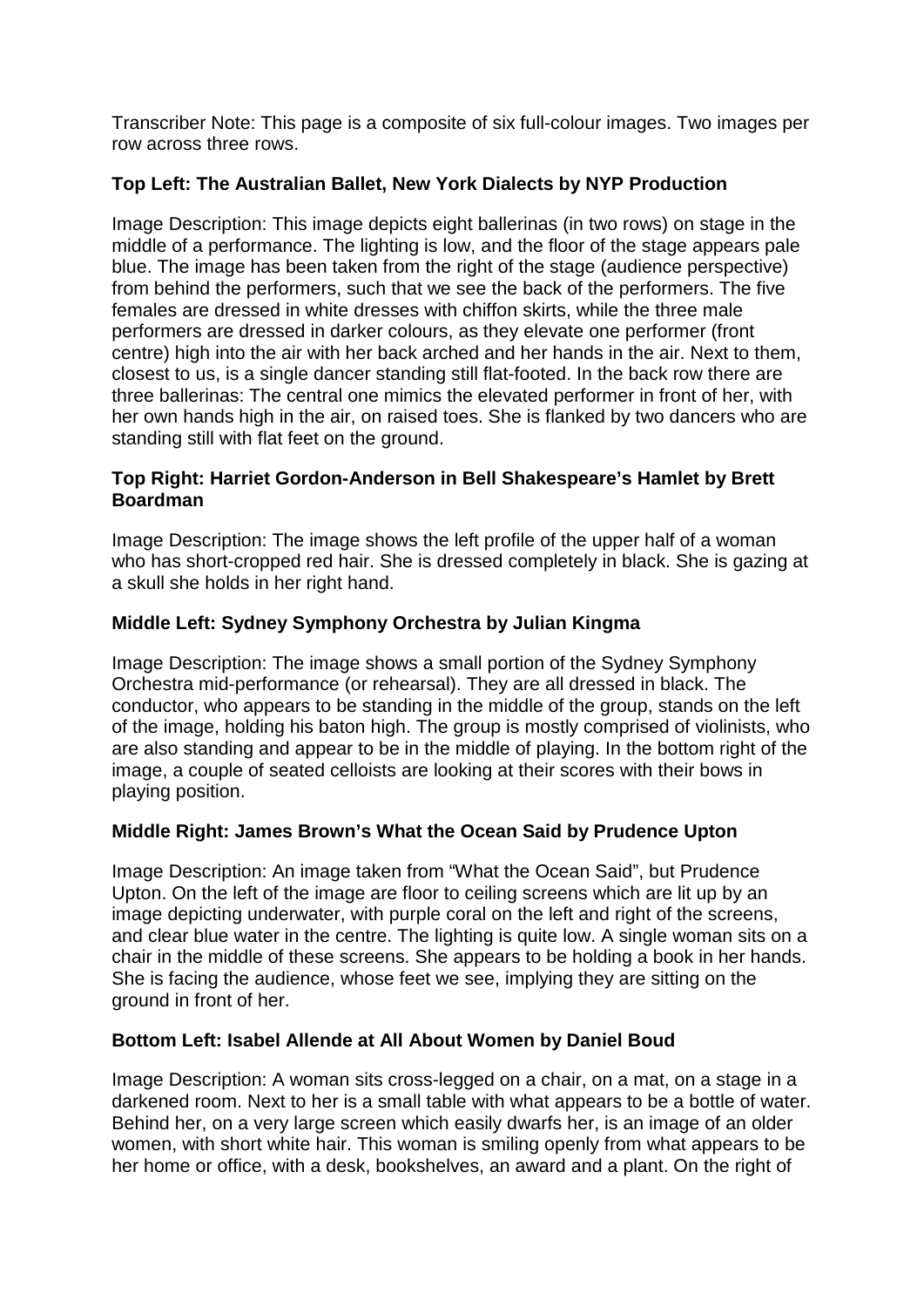Transcriber Note: This page is a composite of six full-colour images. Two images per row across three rows.

**Top Left: The Australian Ballet, New York Dialects by NYP Production**

Image Description: This image depicts eight ballerinas (in two rows) on stage in the middle of a performance. The lighting is low, and the floor of the stage appears pale blue. The image has been taken from the right of the stage (audience perspective) from behind the performers, such that we see the back of the performers. The five females are dressed in white dresses with chiffon skirts, while the three male performers are dressed in darker colours, as they elevate one performer (front centre) high into the air with her back arched and her hands in the air. Next to them, closest to us, is a single dancer standing still flat-footed. In the back row there are three ballerinas: The central one mimics the elevated performer in front of her, with her own hands high in the air, on raised toes. She is flanked by two dancers who are standing still with flat feet on the ground.

**Top Right: Harriet Gordon-Anderson in Bell Shakespeare's Hamlet by Brett Boardman**

Image Description: The image shows the left profile of the upper half of a woman who has short-cropped red hair. She is dressed completely in black. She is gazing at a skull she holds in her right hand.

**Middle Left: Sydney Symphony Orchestra by Julian Kingma**

Image Description: The image shows a small portion of the Sydney Symphony Orchestra mid-performance (or rehearsal). They are all dressed in black. The conductor, who appears to be standing in the middle of the group, stands on the left of the image, holding his baton high. The group is mostly comprised of violinists, who are also standing and appear to be in the middle of playing. In the bottom right of the image, a couple of seated celloists are looking at their scores with their bows in playing position.

**Middle Right: James Brown's What the Ocean Said by Prudence Upton**

Image Description: An image taken from "What the Ocean Said", but Prudence Upton. On the left of the image are floor to ceiling screens which are lit up by an image depicting underwater, with purple coral on the left and right of the screens, and clear blue water in the centre. The lighting is quite low. A single woman sits on a chair in the middle of these screens. She appears to be holding a book in her hands. She is facing the audience, whose feet we see, implying they are sitting on the ground in front of her.

**Bottom Left: Isabel Allende at All About Women by Daniel Boud**

Image Description: A woman sits cross-legged on a chair, on a mat, on a stage in a darkened room. Next to her is a small table with what appears to be a bottle of water. Behind her, on a very large screen which easily dwarfs her, is an image of an older women, with short white hair. This woman is smiling openly from what appears to be her home or office, with a desk, bookshelves, an award and a plant. On the right of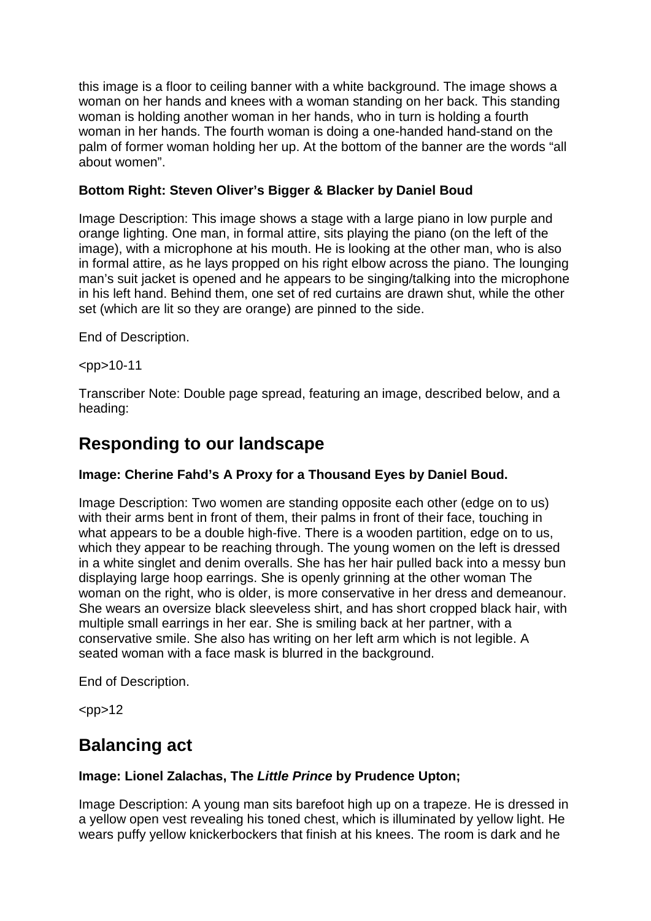this image is a floor to ceiling banner with a white background. The image shows a woman on her hands and knees with a woman standing on her back. This standing woman is holding another woman in her hands, who in turn is holding a fourth woman in her hands. The fourth woman is doing a one-handed hand-stand on the palm of former woman holding her up. At the bottom of the banner are the words “all about women”.

**Bottom Right: Steven Oliver’s Bigger & Blacker by Daniel Boud**

Image Description: This image shows a stage with a large piano in low purple and orange lighting. One man, in formal attire, sits playing the piano (on the left of the image), with a microphone at his mouth. He is looking at the other man, who is also in formal attire, as he lays propped on his right elbow across the piano. The lounging man’s suit jacket is opened and he appears to be singing/talking into the microphone in his left hand. Behind them, one set of red curtains are drawn shut, while the other set (which are lit so they are orange) are pinned to the side.

End of Description.

<pp>10-11

Transcriber Note: Double page spread, featuring an image, described below, and a heading:

## Responding to our landscape

**Image: Cherine Fahd’s A Proxy for a Thousand Eyes by Daniel Boud.**

Image Description: Two women are standing opposite each other (edge on to us) with their arms bent in front of them, their palms in front of their face, touching in what appears to be a double high-five. There is a wooden partition, edge on to us, which they appear to be reaching through. The young women on the left is dressed in a white singlet and denim overalls. She has her hair pulled back into a messy bun displaying large hoop earrings. She is openly grinning at the other woman The woman on the right, who is older, is more conservative in her dress and demeanour. She wears an oversize black sleeveless shirt, and has short cropped black hair, with multiple small earrings in her ear. She is smiling back at her partner, with a conservative smile. She also has writing on her left arm which is not legible. A seated woman with a face mask is blurred in the background.

End of Description.

<pp>12

## Balancing act

**Image: Lionel Zalachas, The *Little Prince* by Prudence Upton;**

Image Description: A young man sits barefoot high up on a trapeze. He is dressed in a yellow open vest revealing his toned chest, which is illuminated by yellow light. He wears puffy yellow knickerbockers that finish at his knees. The room is dark and he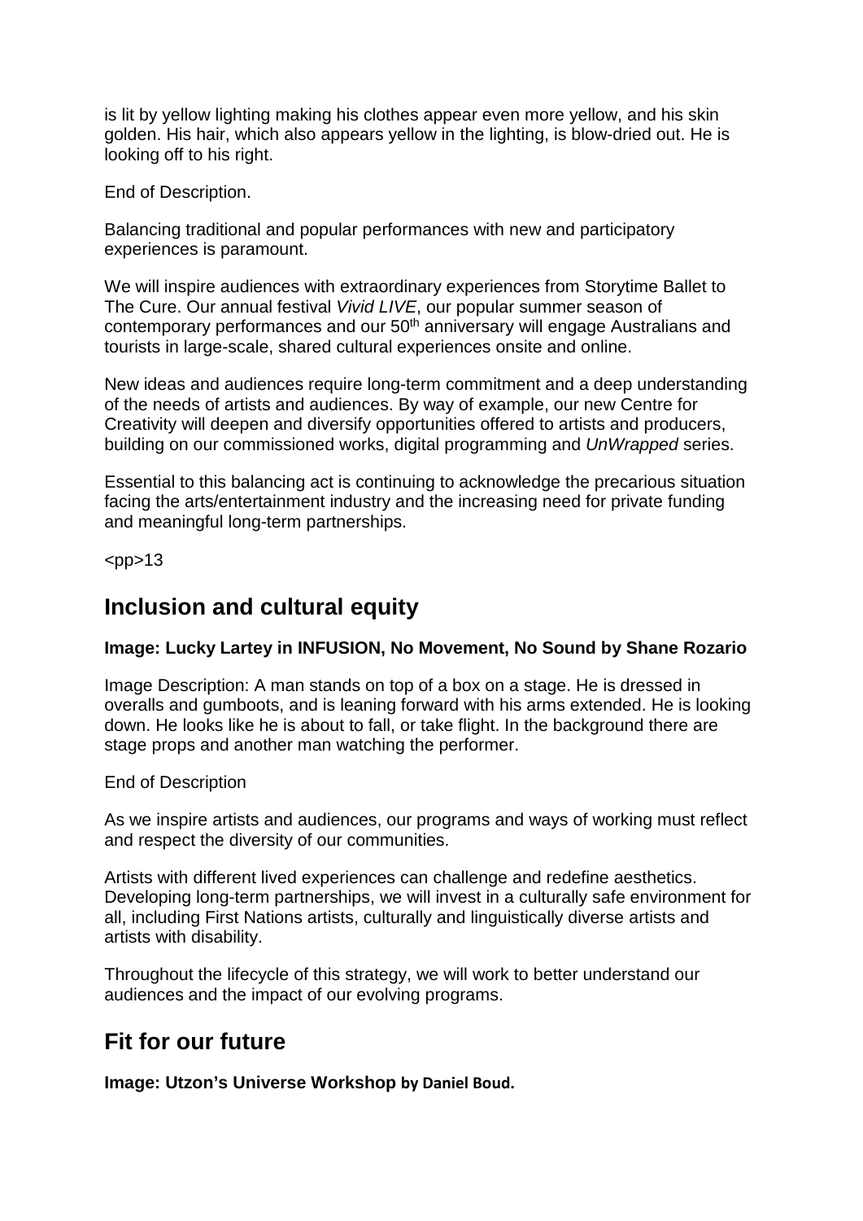is lit by yellow lighting making his clothes appear even more yellow, and his skin golden. His hair, which also appears yellow in the lighting, is blow-dried out. He is looking off to his right.

End of Description.

Balancing traditional and popular performances with new and participatory experiences is paramount.

We will inspire audiences with extraordinary experiences from Storytime Ballet to The Cure. Our annual festival *Vivid LIVE*, our popular summer season of contemporary performances and our 50th anniversary will engage Australians and tourists in large-scale, shared cultural experiences onsite and online.

New ideas and audiences require long-term commitment and a deep understanding of the needs of artists and audiences. By way of example, our new Centre for Creativity will deepen and diversify opportunities offered to artists and producers, building on our commissioned works, digital programming and *UnWrapped* series.

Essential to this balancing act is continuing to acknowledge the precarious situation facing the arts/entertainment industry and the increasing need for private funding and meaningful long-term partnerships.

<pp>13

## Inclusion and cultural equity

**Image: Lucky Lartey in INFUSION, No Movement, No Sound by Shane Rozario**

Image Description: A man stands on top of a box on a stage. He is dressed in overalls and gumboots, and is leaning forward with his arms extended. He is looking down. He looks like he is about to fall, or take flight. In the background there are stage props and another man watching the performer.

End of Description

As we inspire artists and audiences, our programs and ways of working must reflect and respect the diversity of our communities.

Artists with different lived experiences can challenge and redefine aesthetics. Developing long-term partnerships, we will invest in a culturally safe environment for all, including First Nations artists, culturally and linguistically diverse artists and artists with disability.

Throughout the lifecycle of this strategy, we will work to better understand our audiences and the impact of our evolving programs.

## Fit for our future

**Image: Utzon's Universe Workshop by Daniel Boud.**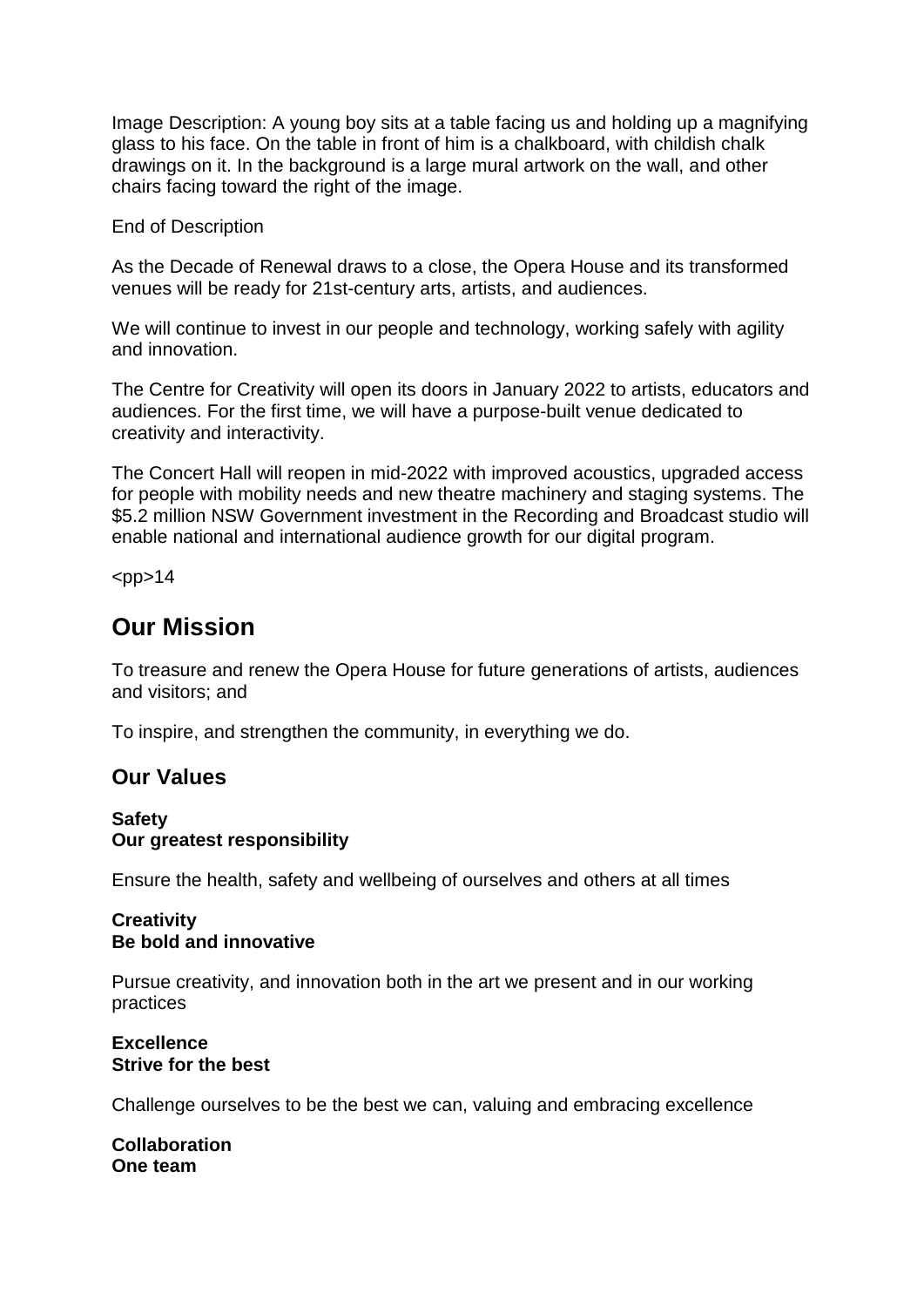Image Description: A young boy sits at a table facing us and holding up a magnifying glass to his face. On the table in front of him is a chalkboard, with childish chalk drawings on it. In the background is a large mural artwork on the wall, and other chairs facing toward the right of the image.

End of Description

As the Decade of Renewal draws to a close, the Opera House and its transformed venues will be ready for 21st-century arts, artists, and audiences.

We will continue to invest in our people and technology, working safely with agility and innovation.

The Centre for Creativity will open its doors in January 2022 to artists, educators and audiences. For the first time, we will have a purpose-built venue dedicated to creativity and interactivity.

The Concert Hall will reopen in mid-2022 with improved acoustics, upgraded access for people with mobility needs and new theatre machinery and staging systems. The $5.2 million NSW Government investment in the Recording and Broadcast studio will enable national and international audience growth for our digital program.

<pp>14

## Our Mission

To treasure and renew the Opera House for future generations of artists, audiences and visitors; and

To inspire, and strengthen the community, in everything we do.

### Our Values

**Safety**
**Our greatest responsibility**

Ensure the health, safety and wellbeing of ourselves and others at all times

**Creativity**
**Be bold and innovative**

Pursue creativity, and innovation both in the art we present and in our working practices

**Excellence**
**Strive for the best**

Challenge ourselves to be the best we can, valuing and embracing excellence

**Collaboration**
**One team**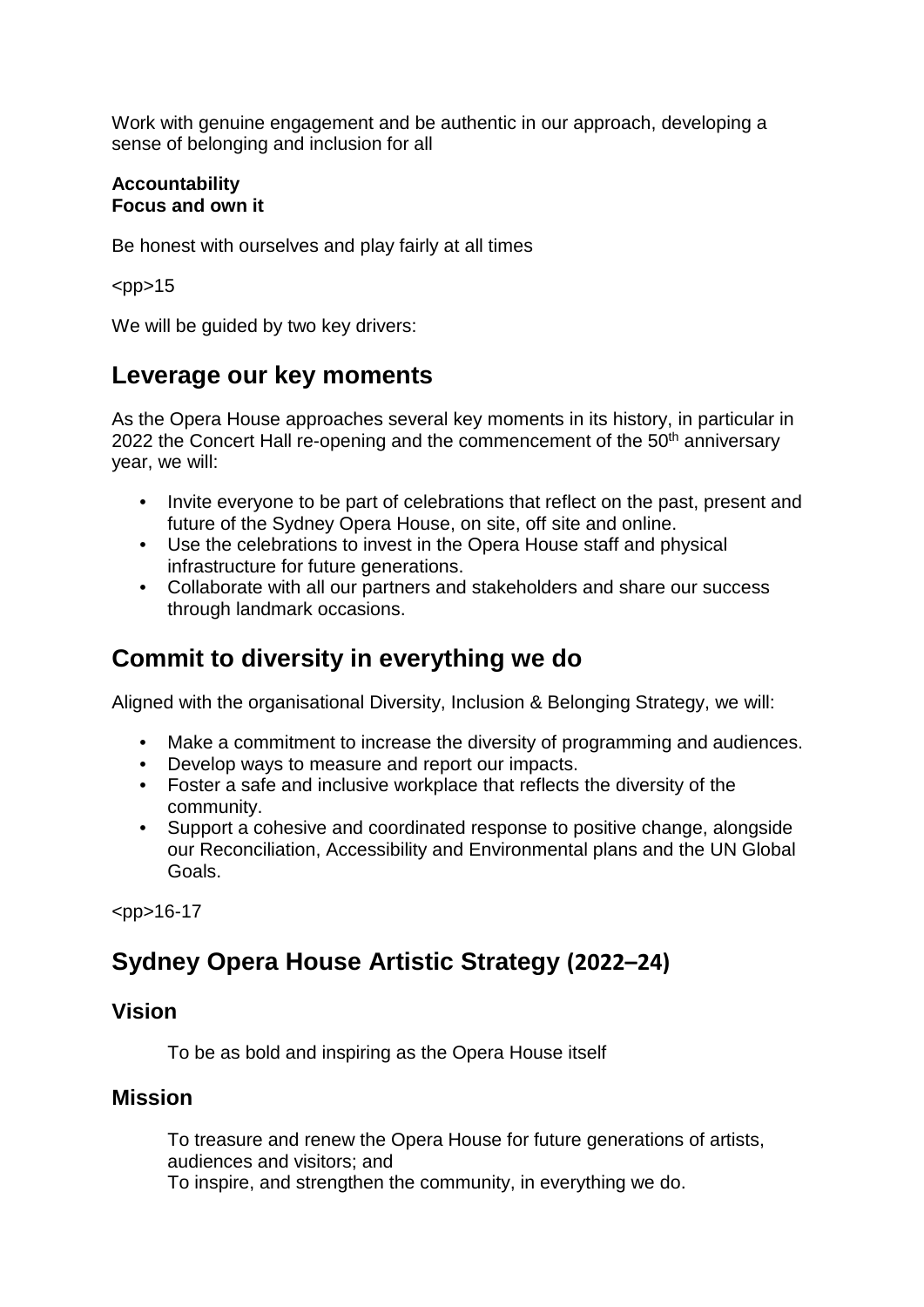Work with genuine engagement and be authentic in our approach, developing a sense of belonging and inclusion for all

**Accountability**
**Focus and own it**

Be honest with ourselves and play fairly at all times

<pp>15

We will be guided by two key drivers:

## Leverage our key moments

As the Opera House approaches several key moments in its history, in particular in 2022 the Concert Hall re-opening and the commencement of the 50th anniversary year, we will:

- Invite everyone to be part of celebrations that reflect on the past, present and future of the Sydney Opera House, on site, off site and online.
- Use the celebrations to invest in the Opera House staff and physical infrastructure for future generations.
- Collaborate with all our partners and stakeholders and share our success through landmark occasions.

## Commit to diversity in everything we do

Aligned with the organisational Diversity, Inclusion & Belonging Strategy, we will:

- Make a commitment to increase the diversity of programming and audiences.
- Develop ways to measure and report our impacts.
- Foster a safe and inclusive workplace that reflects the diversity of the community.
- Support a cohesive and coordinated response to positive change, alongside our Reconciliation, Accessibility and Environmental plans and the UN Global Goals.

<pp>16-17

## Sydney Opera House Artistic Strategy (2022–24)

### Vision

To be as bold and inspiring as the Opera House itself

### Mission

To treasure and renew the Opera House for future generations of artists, audiences and visitors; and
To inspire, and strengthen the community, in everything we do.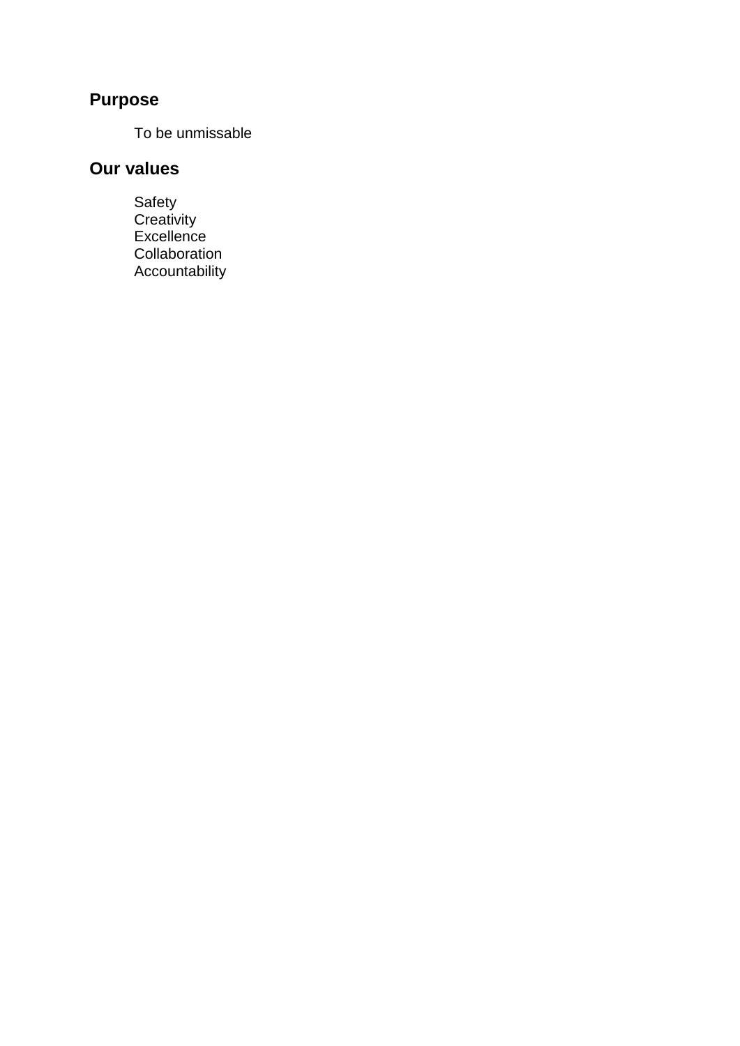## Purpose

To be unmissable

## Our values

Safety
Creativity
Excellence
Collaboration
Accountability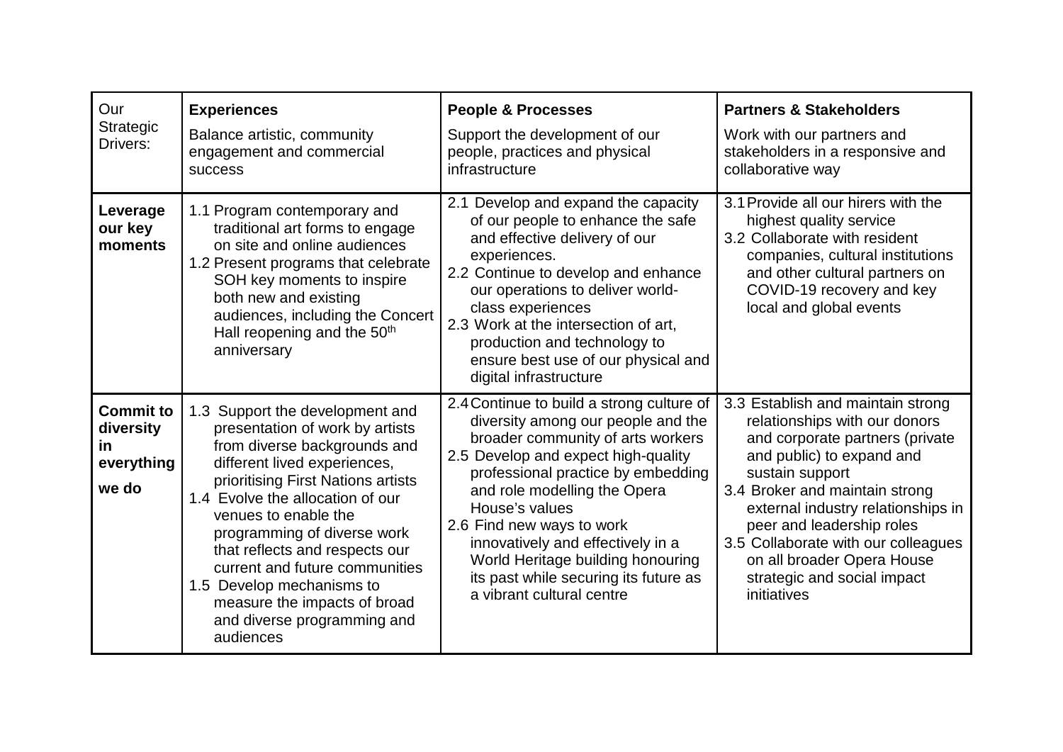| Our Strategic Drivers: | **Experiences**<br>Balance artistic, community engagement and commercial success | **People & Processes**<br>Support the development of our people, practices and physical infrastructure | **Partners & Stakeholders**<br>Work with our partners and stakeholders in a responsive and collaborative way |
|---|---|---|---|
| **Leverage our key moments** | 1.1 Program contemporary and traditional art forms to engage on site and online audiences<br>1.2 Present programs that celebrate SOH key moments to inspire both new and existing audiences, including the Concert Hall reopening and the 50th anniversary | 2.1 Develop and expand the capacity of our people to enhance the safe and effective delivery of our experiences.<br>2.2 Continue to develop and enhance our operations to deliver world-class experiences<br>2.3 Work at the intersection of art, production and technology to ensure best use of our physical and digital infrastructure | 3.1 Provide all our hirers with the highest quality service<br>3.2 Collaborate with resident companies, cultural institutions and other cultural partners on COVID-19 recovery and key local and global events |
| **Commit to diversity in everything we do** | 1.3 Support the development and presentation of work by artists from diverse backgrounds and different lived experiences, prioritising First Nations artists<br>1.4 Evolve the allocation of our venues to enable the programming of diverse work that reflects and respects our current and future communities<br>1.5 Develop mechanisms to measure the impacts of broad and diverse programming and audiences | 2.4 Continue to build a strong culture of diversity among our people and the broader community of arts workers<br>2.5 Develop and expect high-quality professional practice by embedding and role modelling the Opera House's values<br>2.6 Find new ways to work innovatively and effectively in a World Heritage building honouring its past while securing its future as a vibrant cultural centre | 3.3 Establish and maintain strong relationships with our donors and corporate partners (private and public) to expand and sustain support<br>3.4 Broker and maintain strong external industry relationships in peer and leadership roles<br>3.5 Collaborate with our colleagues on all broader Opera House strategic and social impact initiatives |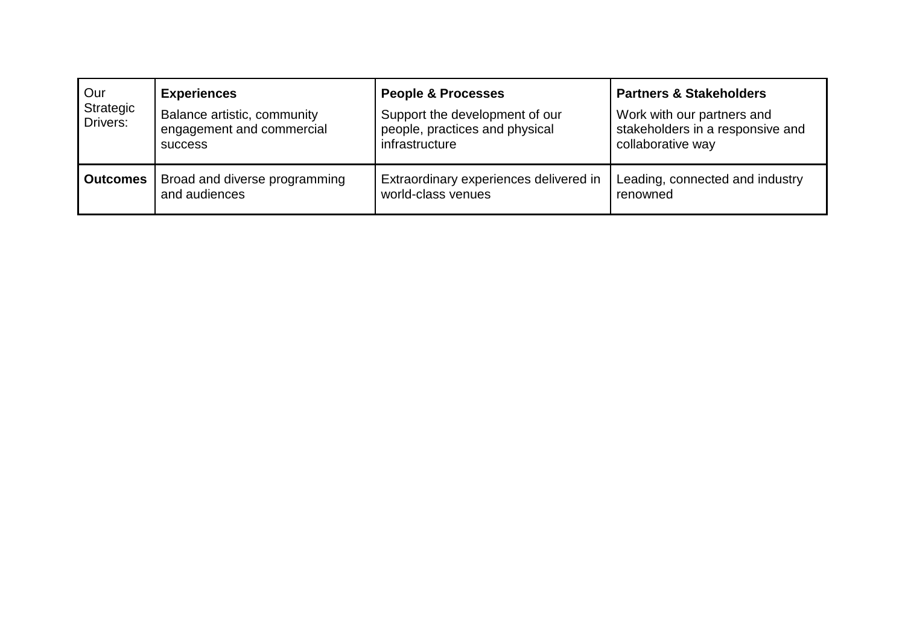| Our Strategic Drivers: | **Experiences**<br>Balance artistic, community engagement and commercial success | **People & Processes**<br>Support the development of our people, practices and physical infrastructure | **Partners & Stakeholders**<br>Work with our partners and stakeholders in a responsive and collaborative way |
|---|---|---|---|
| **Outcomes** | Broad and diverse programming and audiences | Extraordinary experiences delivered in world-class venues | Leading, connected and industry renowned |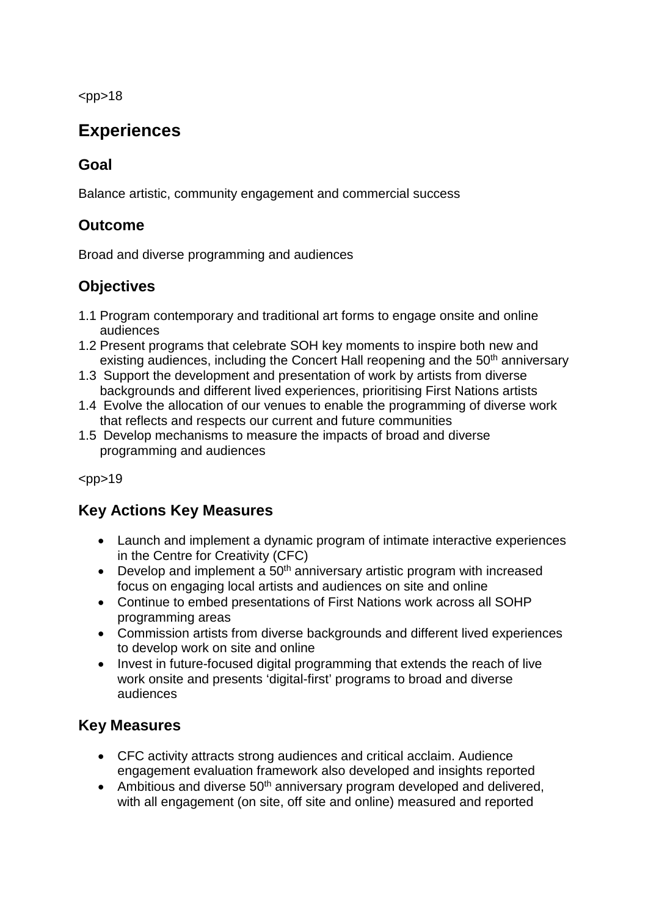<pp>18

# Experiences

## Goal

Balance artistic, community engagement and commercial success

## Outcome

Broad and diverse programming and audiences

## Objectives

1.1 Program contemporary and traditional art forms to engage onsite and online audiences
1.2 Present programs that celebrate SOH key moments to inspire both new and existing audiences, including the Concert Hall reopening and the 50th anniversary
1.3 Support the development and presentation of work by artists from diverse backgrounds and different lived experiences, prioritising First Nations artists
1.4 Evolve the allocation of our venues to enable the programming of diverse work that reflects and respects our current and future communities
1.5 Develop mechanisms to measure the impacts of broad and diverse programming and audiences

<pp>19

## Key Actions Key Measures

- Launch and implement a dynamic program of intimate interactive experiences in the Centre for Creativity (CFC)
- Develop and implement a 50th anniversary artistic program with increased focus on engaging local artists and audiences on site and online
- Continue to embed presentations of First Nations work across all SOHP programming areas
- Commission artists from diverse backgrounds and different lived experiences to develop work on site and online
- Invest in future-focused digital programming that extends the reach of live work onsite and presents 'digital-first' programs to broad and diverse audiences

## Key Measures

- CFC activity attracts strong audiences and critical acclaim. Audience engagement evaluation framework also developed and insights reported
- Ambitious and diverse 50th anniversary program developed and delivered, with all engagement (on site, off site and online) measured and reported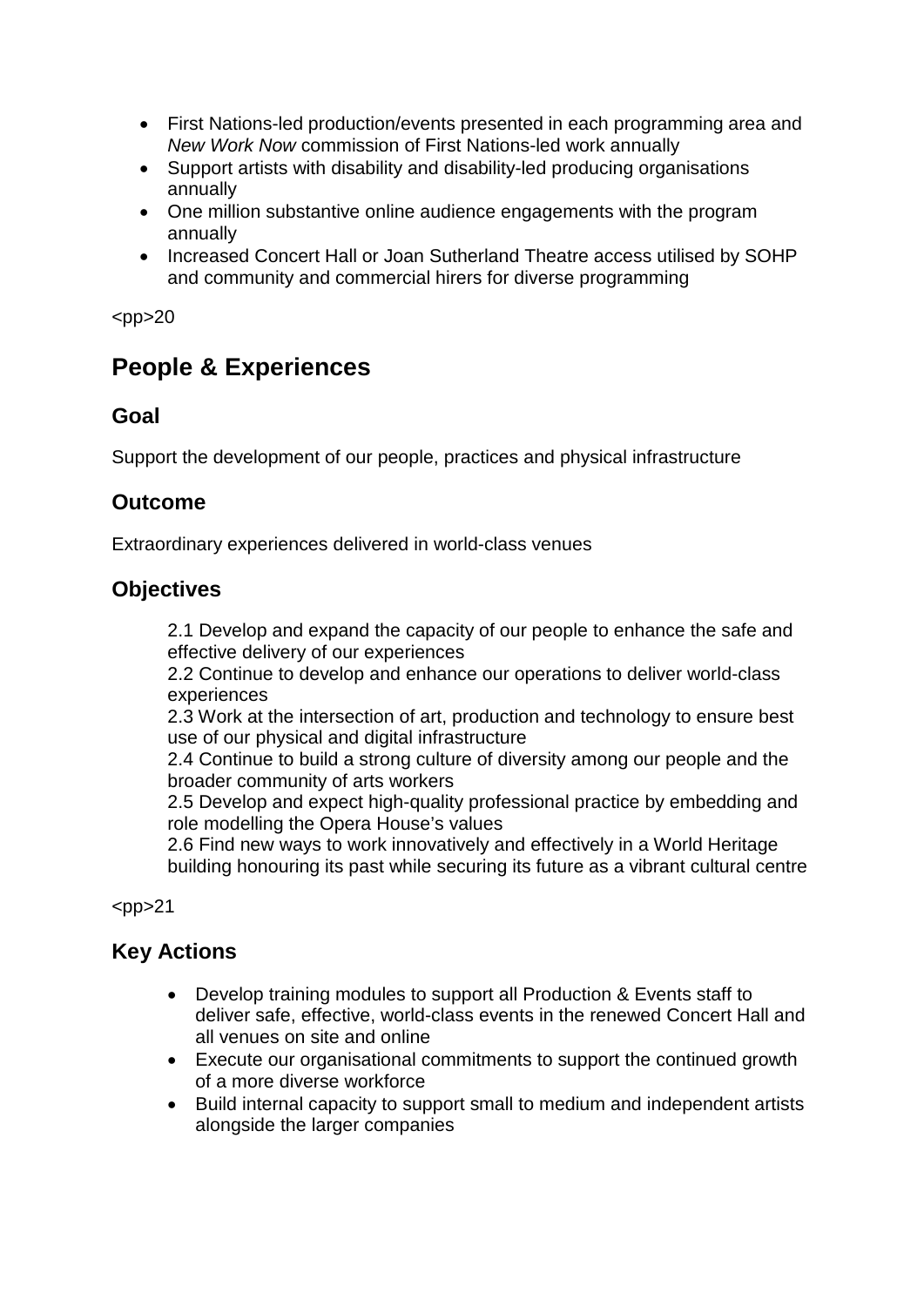- First Nations-led production/events presented in each programming area and *New Work Now* commission of First Nations-led work annually
- Support artists with disability and disability-led producing organisations annually
- One million substantive online audience engagements with the program annually
- Increased Concert Hall or Joan Sutherland Theatre access utilised by SOHP and community and commercial hirers for diverse programming

<pp>20

## People & Experiences

### Goal

Support the development of our people, practices and physical infrastructure

### Outcome

Extraordinary experiences delivered in world-class venues

### Objectives

2.1 Develop and expand the capacity of our people to enhance the safe and effective delivery of our experiences
2.2 Continue to develop and enhance our operations to deliver world-class experiences
2.3 Work at the intersection of art, production and technology to ensure best use of our physical and digital infrastructure
2.4 Continue to build a strong culture of diversity among our people and the broader community of arts workers
2.5 Develop and expect high-quality professional practice by embedding and role modelling the Opera House's values
2.6 Find new ways to work innovatively and effectively in a World Heritage building honouring its past while securing its future as a vibrant cultural centre

<pp>21

### Key Actions

- Develop training modules to support all Production & Events staff to deliver safe, effective, world-class events in the renewed Concert Hall and all venues on site and online
- Execute our organisational commitments to support the continued growth of a more diverse workforce
- Build internal capacity to support small to medium and independent artists alongside the larger companies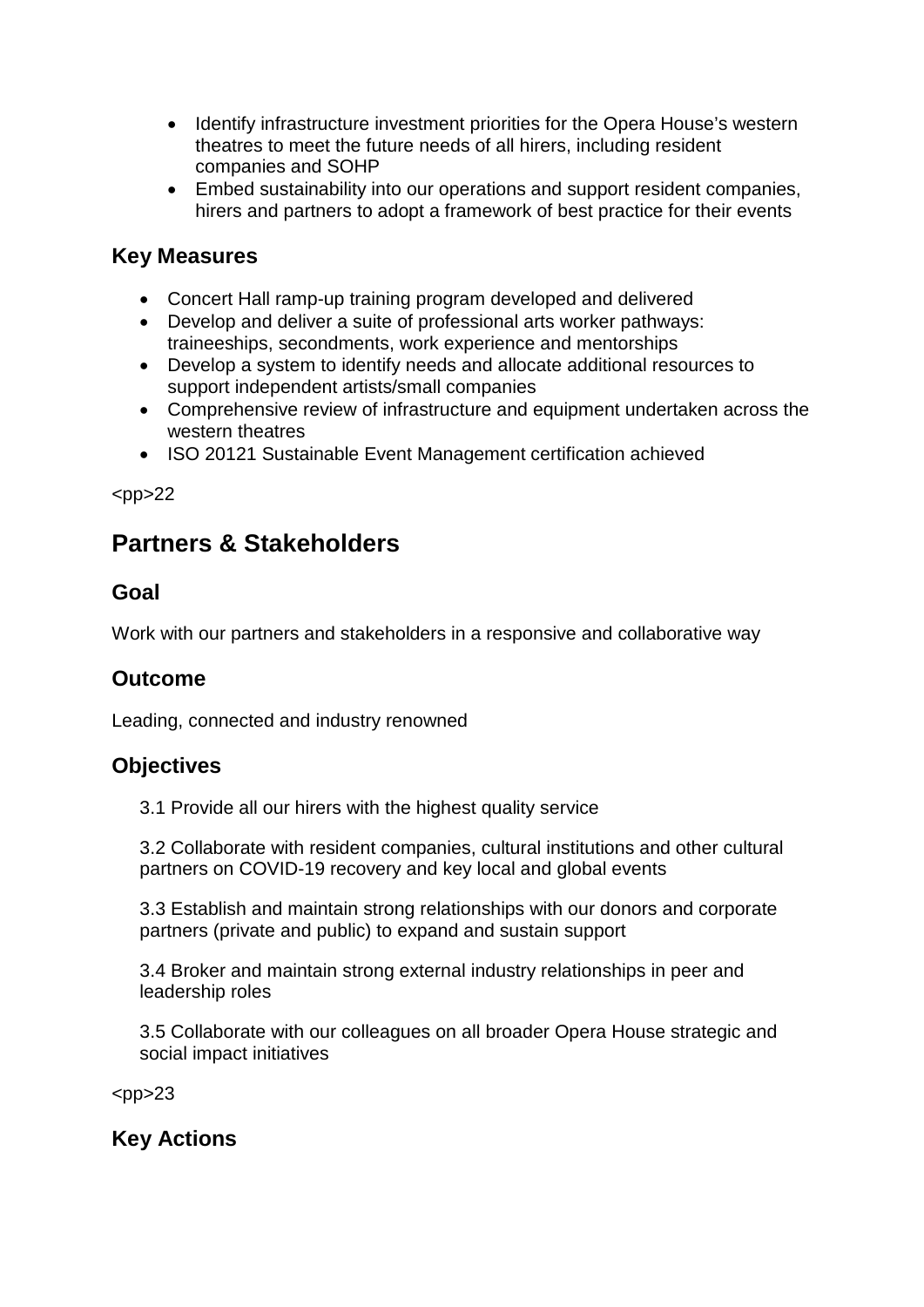- Identify infrastructure investment priorities for the Opera House's western theatres to meet the future needs of all hirers, including resident companies and SOHP
- Embed sustainability into our operations and support resident companies, hirers and partners to adopt a framework of best practice for their events

### Key Measures

- Concert Hall ramp-up training program developed and delivered
- Develop and deliver a suite of professional arts worker pathways: traineeships, secondments, work experience and mentorships
- Develop a system to identify needs and allocate additional resources to support independent artists/small companies
- Comprehensive review of infrastructure and equipment undertaken across the western theatres
- ISO 20121 Sustainable Event Management certification achieved

<pp>22

## Partners & Stakeholders

### Goal

Work with our partners and stakeholders in a responsive and collaborative way

### Outcome

Leading, connected and industry renowned

### Objectives

3.1 Provide all our hirers with the highest quality service

3.2 Collaborate with resident companies, cultural institutions and other cultural partners on COVID-19 recovery and key local and global events

3.3 Establish and maintain strong relationships with our donors and corporate partners (private and public) to expand and sustain support

3.4 Broker and maintain strong external industry relationships in peer and leadership roles

3.5 Collaborate with our colleagues on all broader Opera House strategic and social impact initiatives

<pp>23

### Key Actions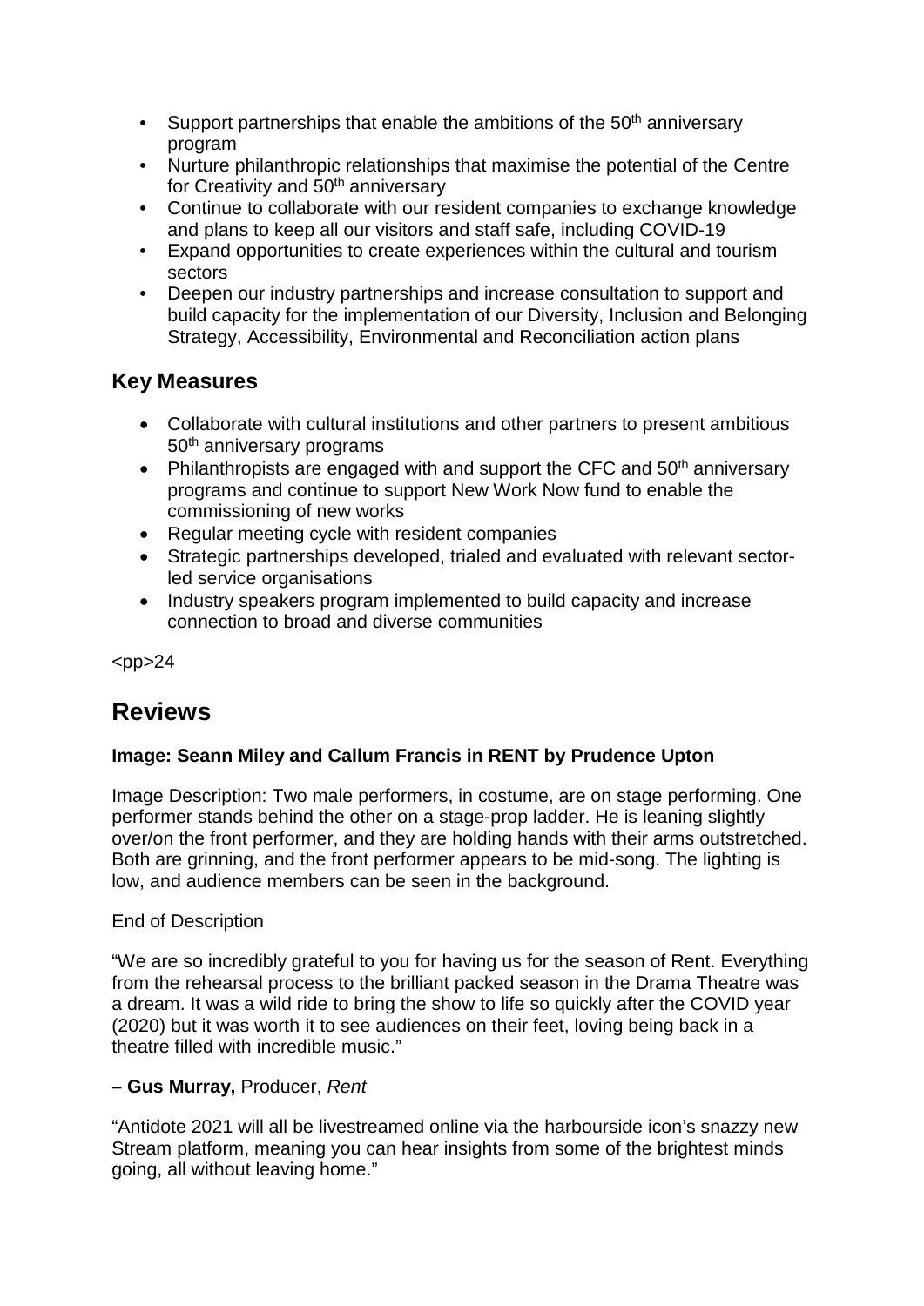- Support partnerships that enable the ambitions of the 50th anniversary program
- Nurture philanthropic relationships that maximise the potential of the Centre for Creativity and 50th anniversary
- Continue to collaborate with our resident companies to exchange knowledge and plans to keep all our visitors and staff safe, including COVID-19
- Expand opportunities to create experiences within the cultural and tourism sectors
- Deepen our industry partnerships and increase consultation to support and build capacity for the implementation of our Diversity, Inclusion and Belonging Strategy, Accessibility, Environmental and Reconciliation action plans

### Key Measures

- Collaborate with cultural institutions and other partners to present ambitious 50th anniversary programs
- Philanthropists are engaged with and support the CFC and 50th anniversary programs and continue to support New Work Now fund to enable the commissioning of new works
- Regular meeting cycle with resident companies
- Strategic partnerships developed, trialed and evaluated with relevant sector-led service organisations
- Industry speakers program implemented to build capacity and increase connection to broad and diverse communities

<pp>24

## Reviews

**Image: Seann Miley and Callum Francis in RENT by Prudence Upton**

Image Description: Two male performers, in costume, are on stage performing. One performer stands behind the other on a stage-prop ladder. He is leaning slightly over/on the front performer, and they are holding hands with their arms outstretched. Both are grinning, and the front performer appears to be mid-song. The lighting is low, and audience members can be seen in the background.

End of Description

"We are so incredibly grateful to you for having us for the season of Rent. Everything from the rehearsal process to the brilliant packed season in the Drama Theatre was a dream. It was a wild ride to bring the show to life so quickly after the COVID year (2020) but it was worth it to see audiences on their feet, loving being back in a theatre filled with incredible music."

**– Gus Murray,** Producer, *Rent*

"Antidote 2021 will all be livestreamed online via the harbourside icon's snazzy new Stream platform, meaning you can hear insights from some of the brightest minds going, all without leaving home."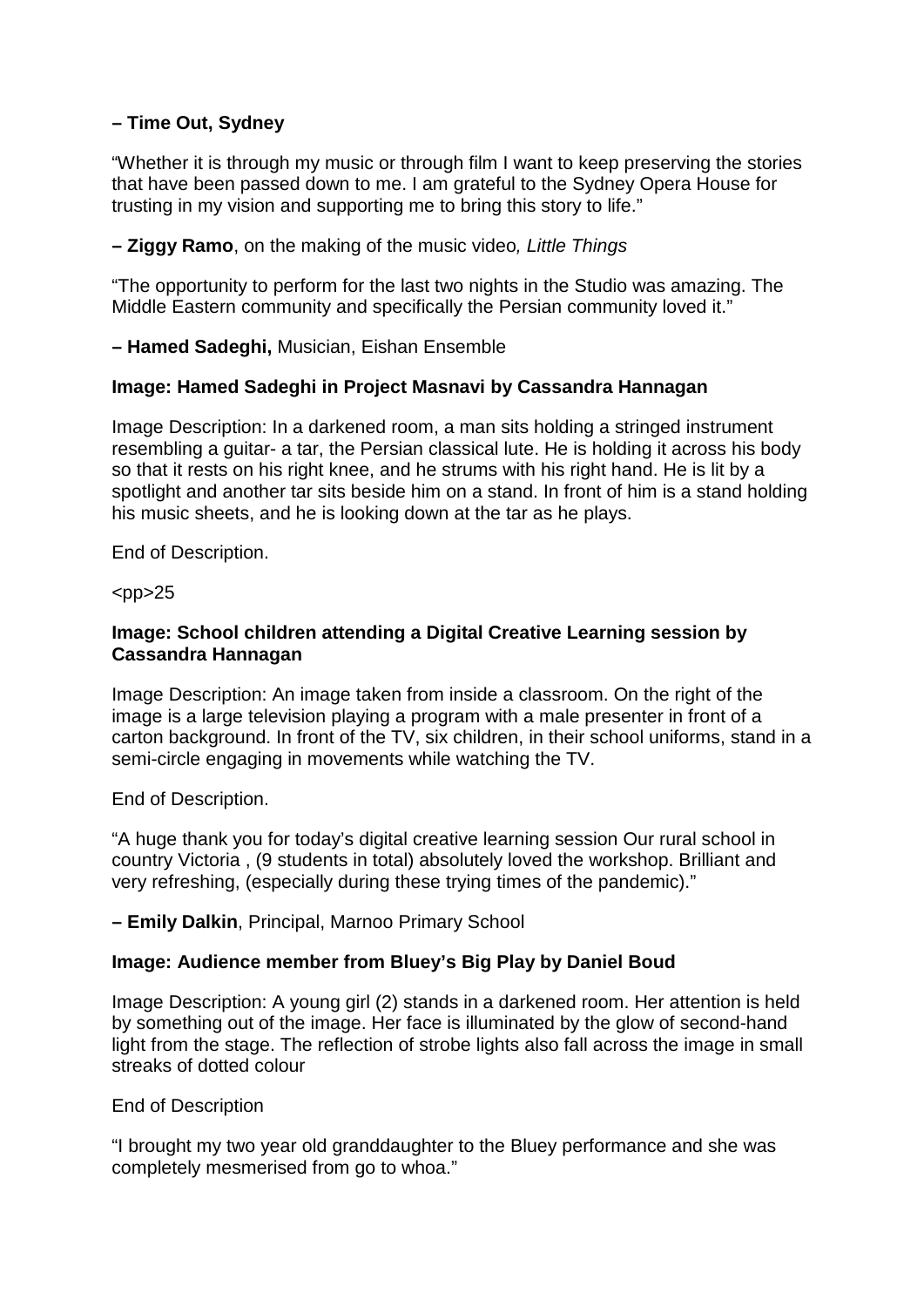**– Time Out, Sydney**

"Whether it is through my music or through film I want to keep preserving the stories that have been passed down to me. I am grateful to the Sydney Opera House for trusting in my vision and supporting me to bring this story to life."

**– Ziggy Ramo**, on the making of the music video*, Little Things*

"The opportunity to perform for the last two nights in the Studio was amazing. The Middle Eastern community and specifically the Persian community loved it."

**– Hamed Sadeghi,** Musician, Eishan Ensemble

**Image: Hamed Sadeghi in Project Masnavi by Cassandra Hannagan**

Image Description: In a darkened room, a man sits holding a stringed instrument resembling a guitar- a tar, the Persian classical lute. He is holding it across his body so that it rests on his right knee, and he strums with his right hand. He is lit by a spotlight and another tar sits beside him on a stand. In front of him is a stand holding his music sheets, and he is looking down at the tar as he plays.

End of Description.

<pp>25

**Image: School children attending a Digital Creative Learning session by Cassandra Hannagan**

Image Description: An image taken from inside a classroom. On the right of the image is a large television playing a program with a male presenter in front of a carton background. In front of the TV, six children, in their school uniforms, stand in a semi-circle engaging in movements while watching the TV.

End of Description.

"A huge thank you for today's digital creative learning session Our rural school in country Victoria , (9 students in total) absolutely loved the workshop. Brilliant and very refreshing, (especially during these trying times of the pandemic)."

**– Emily Dalkin**, Principal, Marnoo Primary School

**Image: Audience member from Bluey's Big Play by Daniel Boud**

Image Description: A young girl (2) stands in a darkened room. Her attention is held by something out of the image. Her face is illuminated by the glow of second-hand light from the stage. The reflection of strobe lights also fall across the image in small streaks of dotted colour

End of Description

"I brought my two year old granddaughter to the Bluey performance and she was completely mesmerised from go to whoa."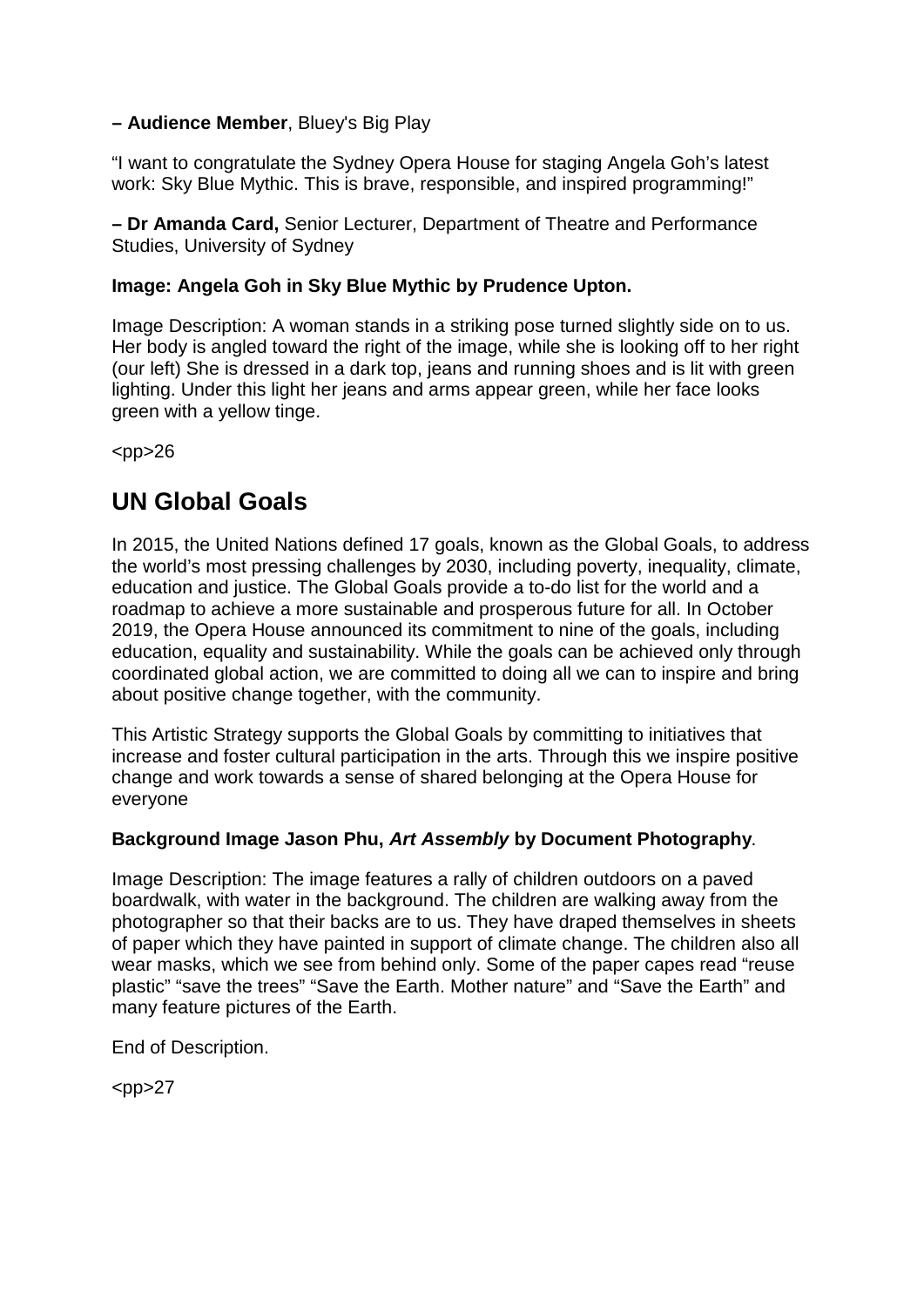**– Audience Member**, Bluey's Big Play

“I want to congratulate the Sydney Opera House for staging Angela Goh’s latest work: Sky Blue Mythic. This is brave, responsible, and inspired programming!”

**– Dr Amanda Card,** Senior Lecturer, Department of Theatre and Performance Studies, University of Sydney

**Image: Angela Goh in Sky Blue Mythic by Prudence Upton.**

Image Description: A woman stands in a striking pose turned slightly side on to us. Her body is angled toward the right of the image, while she is looking off to her right (our left) She is dressed in a dark top, jeans and running shoes and is lit with green lighting. Under this light her jeans and arms appear green, while her face looks green with a yellow tinge.

<pp>26

## UN Global Goals

In 2015, the United Nations defined 17 goals, known as the Global Goals, to address the world’s most pressing challenges by 2030, including poverty, inequality, climate, education and justice. The Global Goals provide a to-do list for the world and a roadmap to achieve a more sustainable and prosperous future for all. In October 2019, the Opera House announced its commitment to nine of the goals, including education, equality and sustainability. While the goals can be achieved only through coordinated global action, we are committed to doing all we can to inspire and bring about positive change together, with the community.

This Artistic Strategy supports the Global Goals by committing to initiatives that increase and foster cultural participation in the arts. Through this we inspire positive change and work towards a sense of shared belonging at the Opera House for everyone

**Background Image Jason Phu, *Art Assembly* by Document Photography**.

Image Description: The image features a rally of children outdoors on a paved boardwalk, with water in the background. The children are walking away from the photographer so that their backs are to us. They have draped themselves in sheets of paper which they have painted in support of climate change. The children also all wear masks, which we see from behind only. Some of the paper capes read “reuse plastic” “save the trees” “Save the Earth. Mother nature” and “Save the Earth” and many feature pictures of the Earth.

End of Description.

<pp>27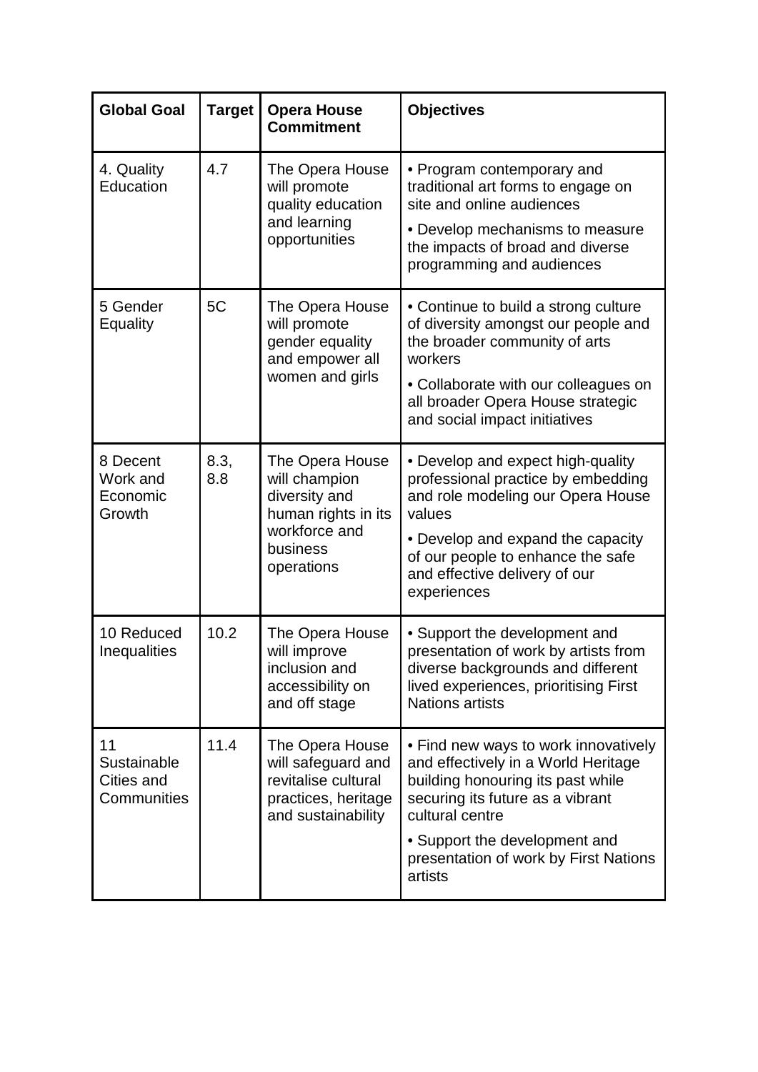| Global Goal | Target | Opera House Commitment | Objectives |
|---|---|---|---|
| 4. Quality Education | 4.7 | The Opera House will promote quality education and learning opportunities | • Program contemporary and traditional art forms to engage on site and online audiences<br>• Develop mechanisms to measure the impacts of broad and diverse programming and audiences |
| 5 Gender Equality | 5C | The Opera House will promote gender equality and empower all women and girls | • Continue to build a strong culture of diversity amongst our people and the broader community of arts workers<br>• Collaborate with our colleagues on all broader Opera House strategic and social impact initiatives |
| 8 Decent Work and Economic Growth | 8.3, 8.8 | The Opera House will champion diversity and human rights in its workforce and business operations | • Develop and expect high-quality professional practice by embedding and role modeling our Opera House values<br>• Develop and expand the capacity of our people to enhance the safe and effective delivery of our experiences |
| 10 Reduced Inequalities | 10.2 | The Opera House will improve inclusion and accessibility on and off stage | • Support the development and presentation of work by artists from diverse backgrounds and different lived experiences, prioritising First Nations artists |
| 11 Sustainable Cities and Communities | 11.4 | The Opera House will safeguard and revitalise cultural practices, heritage and sustainability | • Find new ways to work innovatively and effectively in a World Heritage building honouring its past while securing its future as a vibrant cultural centre<br>• Support the development and presentation of work by First Nations artists |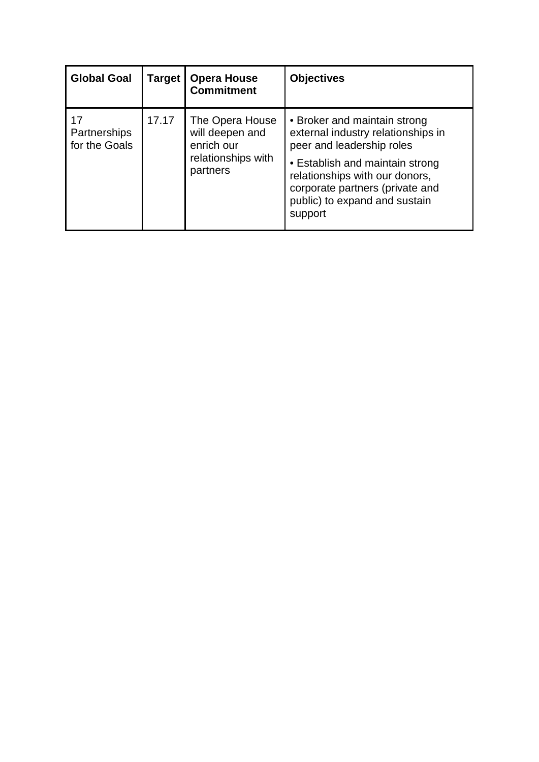| Global Goal | Target | Opera House Commitment | Objectives |
| --- | --- | --- | --- |
| 17 Partnerships for the Goals | 17.17 | The Opera House will deepen and enrich our relationships with partners | • Broker and maintain strong external industry relationships in peer and leadership roles<br>• Establish and maintain strong relationships with our donors, corporate partners (private and public) to expand and sustain support |